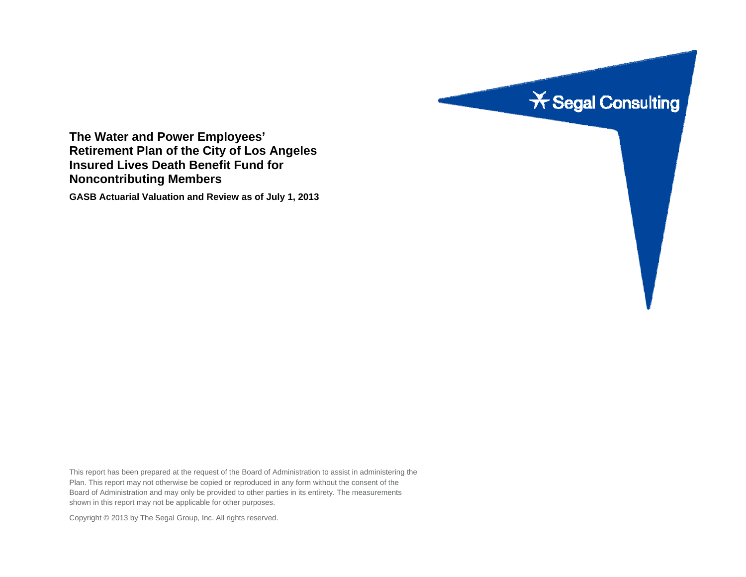Segal Consulting

# The Water and Power Employees' Retirement Plan of the City of Los Angeles Insured Lives Death Benefit Fund for Noncontributing Members

**GASB Actuarial Valuation and Review as of July 1, 2013**

This report has been prepared at the request of the Board of Administration to assist in administering the Plan. This report may not otherwise be copied or reproduced in any form without the consent of the Board of Administration and may only be provided to other parties in its entirety. The measurements shown in this report may not be applicable for other purposes.

Copyright © 2013 by The Segal Group, Inc. All rights reserved.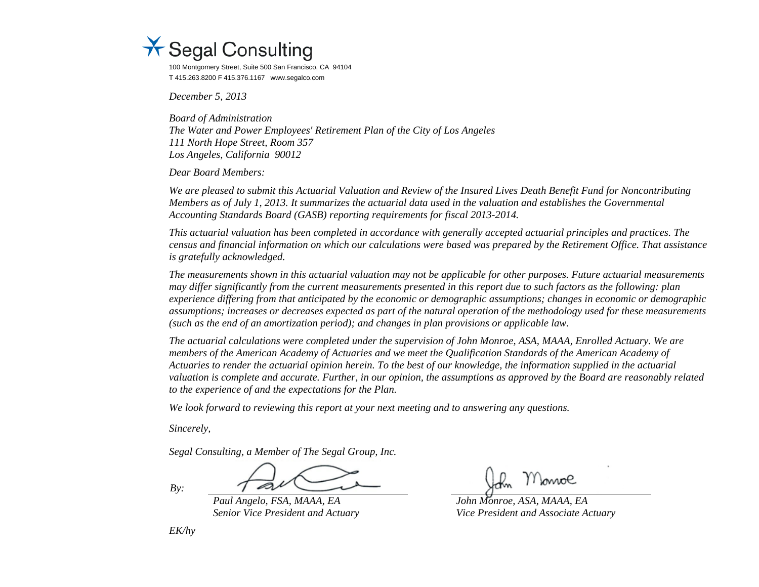Segal Consulting

100 Montgomery Street, Suite 500 San Francisco, CA 94104
T 415.263.8200 F 415.376.1167 www.segalco.com

*December 5, 2013*

*Board of Administration*
*The Water and Power Employees' Retirement Plan of the City of Los Angeles*
*111 North Hope Street, Room 357*
*Los Angeles, California 90012*

*Dear Board Members:*

*We are pleased to submit this Actuarial Valuation and Review of the Insured Lives Death Benefit Fund for Noncontributing Members as of July 1, 2013. It summarizes the actuarial data used in the valuation and establishes the Governmental Accounting Standards Board (GASB) reporting requirements for fiscal 2013-2014.*

*This actuarial valuation has been completed in accordance with generally accepted actuarial principles and practices. The census and financial information on which our calculations were based was prepared by the Retirement Office. That assistance is gratefully acknowledged.*

*The measurements shown in this actuarial valuation may not be applicable for other purposes. Future actuarial measurements may differ significantly from the current measurements presented in this report due to such factors as the following: plan experience differing from that anticipated by the economic or demographic assumptions; changes in economic or demographic assumptions; increases or decreases expected as part of the natural operation of the methodology used for these measurements (such as the end of an amortization period); and changes in plan provisions or applicable law.*

*The actuarial calculations were completed under the supervision of John Monroe, ASA, MAAA, Enrolled Actuary. We are members of the American Academy of Actuaries and we meet the Qualification Standards of the American Academy of Actuaries to render the actuarial opinion herein. To the best of our knowledge, the information supplied in the actuarial valuation is complete and accurate. Further, in our opinion, the assumptions as approved by the Board are reasonably related to the experience of and the expectations for the Plan.*

*We look forward to reviewing this report at your next meeting and to answering any questions.*

*Sincerely,*

*Segal Consulting, a Member of The Segal Group, Inc.*

*By:*

*Paul Angelo, FSA, MAAA, EA*
*Senior Vice President and Actuary*

*John Monroe, ASA, MAAA, EA*
*Vice President and Associate Actuary*

*EK/hy*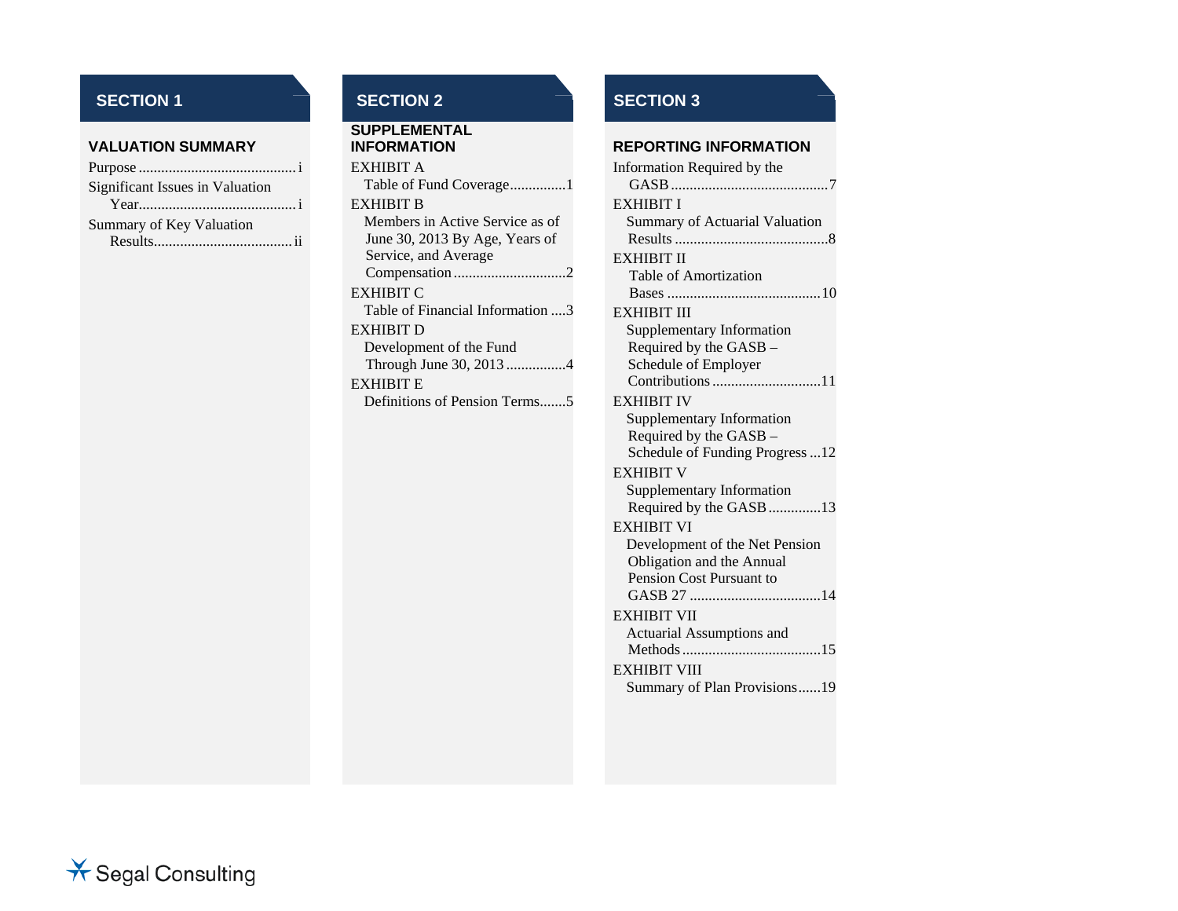## SECTION 1

### VALUATION SUMMARY

Purpose .......................................... i

Significant Issues in Valuation Year.......................................... i

Summary of Key Valuation Results..................................... ii

## SECTION 2

### SUPPLEMENTAL INFORMATION

EXHIBIT A
Table of Fund Coverage..............1

EXHIBIT B
Members in Active Service as of June 30, 2013 By Age, Years of Service, and Average Compensation.............................2

EXHIBIT C
Table of Financial Information ....3

EXHIBIT D
Development of the Fund Through June 30, 2013 ................4

EXHIBIT E
Definitions of Pension Terms.......5

## SECTION 3

### REPORTING INFORMATION

Information Required by the GASB ..........................................7

EXHIBIT I
Summary of Actuarial Valuation Results .........................................8

EXHIBIT II
Table of Amortization Bases .........................................10

EXHIBIT III
Supplementary Information Required by the GASB – Schedule of Employer Contributions .............................11

EXHIBIT IV
Supplementary Information Required by the GASB – Schedule of Funding Progress ...12

EXHIBIT V
Supplementary Information Required by the GASB .............13

EXHIBIT VI
Development of the Net Pension Obligation and the Annual Pension Cost Pursuant to GASB 27 ...................................14

EXHIBIT VII
Actuarial Assumptions and Methods .....................................15

EXHIBIT VIII
Summary of Plan Provisions......19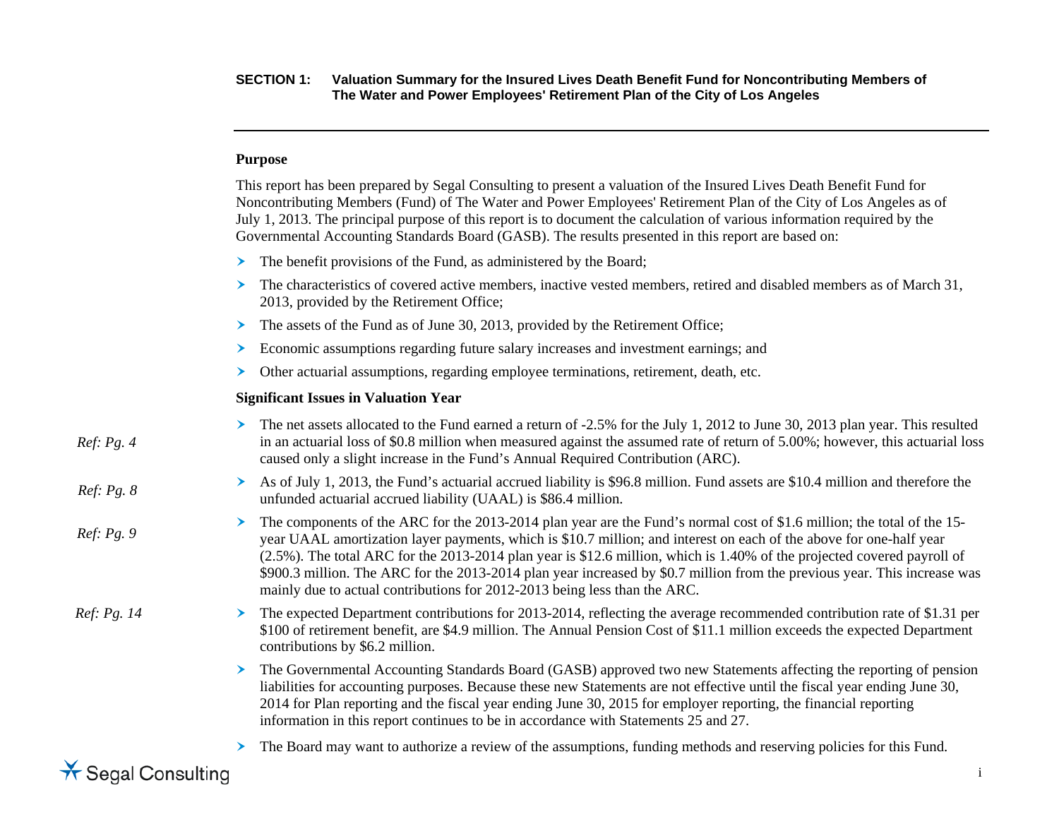## SECTION 1: Valuation Summary for the Insured Lives Death Benefit Fund for Noncontributing Members of The Water and Power Employees' Retirement Plan of the City of Los Angeles

### Purpose

This report has been prepared by Segal Consulting to present a valuation of the Insured Lives Death Benefit Fund for Noncontributing Members (Fund) of The Water and Power Employees' Retirement Plan of the City of Los Angeles as of July 1, 2013. The principal purpose of this report is to document the calculation of various information required by the Governmental Accounting Standards Board (GASB). The results presented in this report are based on:

- The benefit provisions of the Fund, as administered by the Board;
- The characteristics of covered active members, inactive vested members, retired and disabled members as of March 31, 2013, provided by the Retirement Office;
- The assets of the Fund as of June 30, 2013, provided by the Retirement Office;
- Economic assumptions regarding future salary increases and investment earnings; and
- Other actuarial assumptions, regarding employee terminations, retirement, death, etc.

### Significant Issues in Valuation Year

- *Ref: Pg. 4* The net assets allocated to the Fund earned a return of -2.5% for the July 1, 2012 to June 30, 2013 plan year. This resulted in an actuarial loss of $0.8 million when measured against the assumed rate of return of 5.00%; however, this actuarial loss caused only a slight increase in the Fund's Annual Required Contribution (ARC).
- *Ref: Pg. 8* As of July 1, 2013, the Fund's actuarial accrued liability is $96.8 million. Fund assets are $10.4 million and therefore the unfunded actuarial accrued liability (UAAL) is $86.4 million.
- *Ref: Pg. 9* The components of the ARC for the 2013-2014 plan year are the Fund's normal cost of $1.6 million; the total of the 15-year UAAL amortization layer payments, which is $10.7 million; and interest on each of the above for one-half year (2.5%). The total ARC for the 2013-2014 plan year is $12.6 million, which is 1.40% of the projected covered payroll of $900.3 million. The ARC for the 2013-2014 plan year increased by $0.7 million from the previous year. This increase was mainly due to actual contributions for 2012-2013 being less than the ARC.
- *Ref: Pg. 14* The expected Department contributions for 2013-2014, reflecting the average recommended contribution rate of $1.31 per $100 of retirement benefit, are $4.9 million. The Annual Pension Cost of $11.1 million exceeds the expected Department contributions by $6.2 million.
- The Governmental Accounting Standards Board (GASB) approved two new Statements affecting the reporting of pension liabilities for accounting purposes. Because these new Statements are not effective until the fiscal year ending June 30, 2014 for Plan reporting and the fiscal year ending June 30, 2015 for employer reporting, the financial reporting information in this report continues to be in accordance with Statements 25 and 27.
- The Board may want to authorize a review of the assumptions, funding methods and reserving policies for this Fund.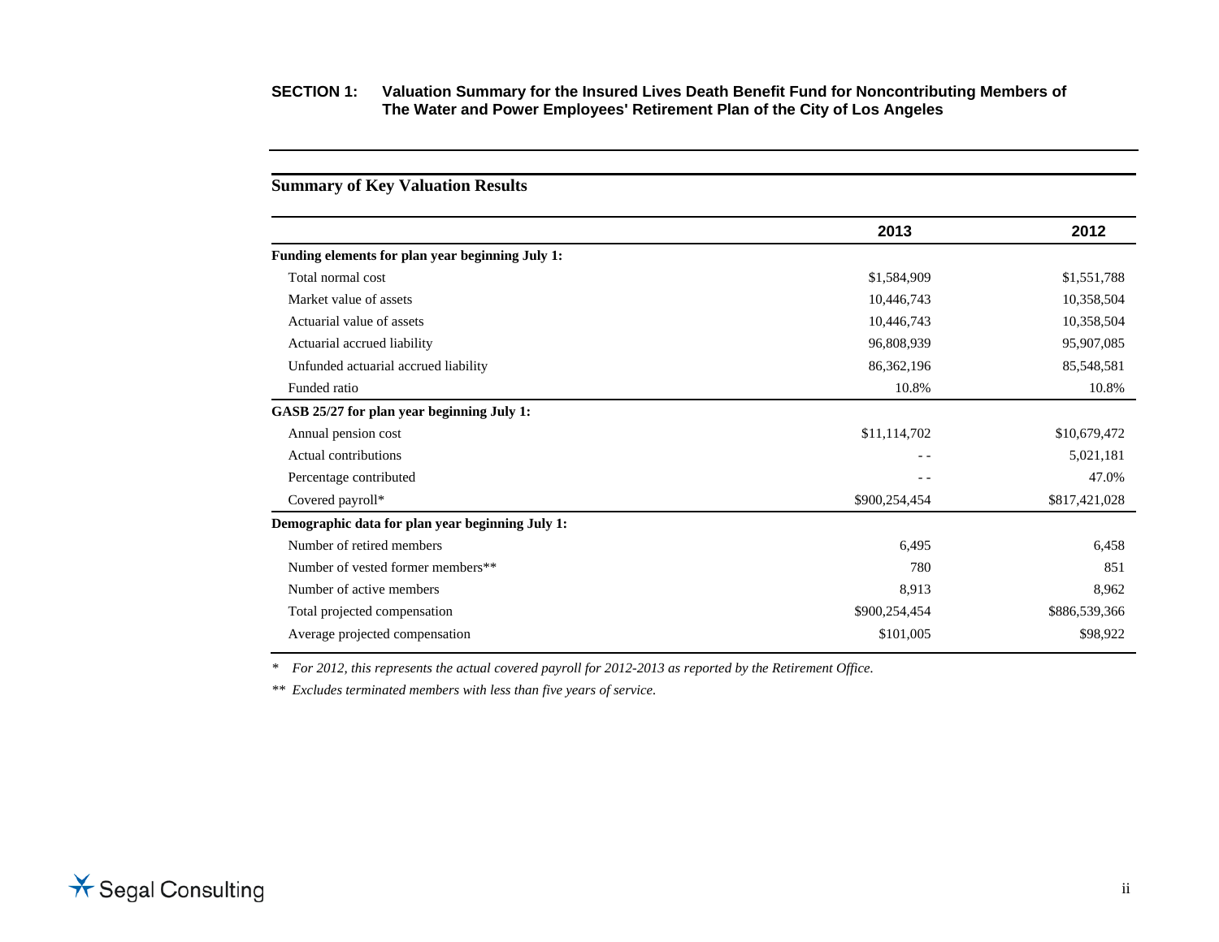**SECTION 1: Valuation Summary for the Insured Lives Death Benefit Fund for Noncontributing Members of The Water and Power Employees' Retirement Plan of the City of Los Angeles**

## Summary of Key Valuation Results

| | 2013 | 2012 |
|---|---|---|
| **Funding elements for plan year beginning July 1:** | | |
| Total normal cost | $1,584,909 | $1,551,788 |
| Market value of assets | 10,446,743 | 10,358,504 |
| Actuarial value of assets | 10,446,743 | 10,358,504 |
| Actuarial accrued liability | 96,808,939 | 95,907,085 |
| Unfunded actuarial accrued liability | 86,362,196 | 85,548,581 |
| Funded ratio | 10.8% | 10.8% |
| **GASB 25/27 for plan year beginning July 1:** | | |
| Annual pension cost | $11,114,702 | $10,679,472 |
| Actual contributions | - - | 5,021,181 |
| Percentage contributed | - - | 47.0% |
| Covered payroll* | $900,254,454 | $817,421,028 |
| **Demographic data for plan year beginning July 1:** | | |
| Number of retired members | 6,495 | 6,458 |
| Number of vested former members** | 780 | 851 |
| Number of active members | 8,913 | 8,962 |
| Total projected compensation | $900,254,454 | $886,539,366 |
| Average projected compensation | $101,005 | $98,922 |

\* *For 2012, this represents the actual covered payroll for 2012-2013 as reported by the Retirement Office.*

\*\* *Excludes terminated members with less than five years of service.*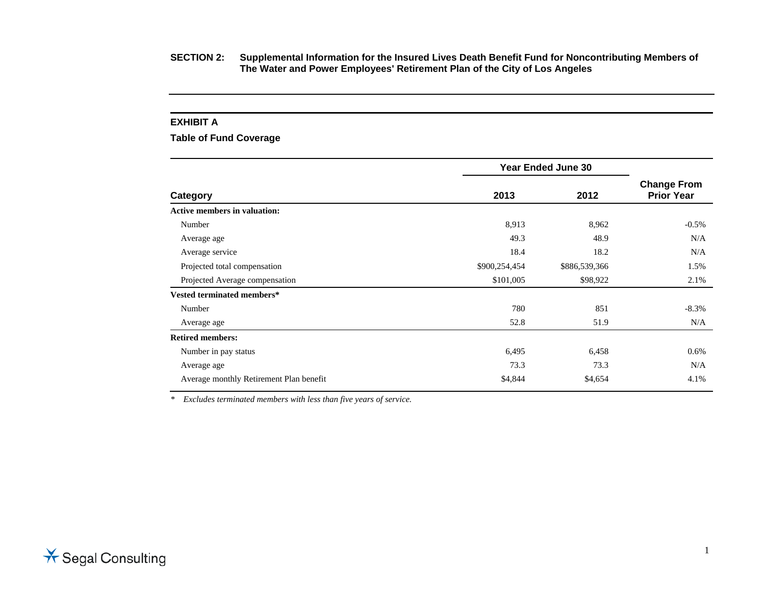**SECTION 2: Supplemental Information for the Insured Lives Death Benefit Fund for Noncontributing Members of The Water and Power Employees' Retirement Plan of the City of Los Angeles**

## EXHIBIT A

### Table of Fund Coverage

| Category | Year Ended June 30 | | Change From Prior Year |
|---|---|---|---|
| | 2013 | 2012 | |
| **Active members in valuation:** | | | |
| Number | 8,913 | 8,962 | -0.5% |
| Average age | 49.3 | 48.9 | N/A |
| Average service | 18.4 | 18.2 | N/A |
| Projected total compensation | $900,254,454 | $886,539,366 | 1.5% |
| Projected Average compensation | $101,005 | $98,922 | 2.1% |
| **Vested terminated members*** | | | |
| Number | 780 | 851 | -8.3% |
| Average age | 52.8 | 51.9 | N/A |
| **Retired members:** | | | |
| Number in pay status | 6,495 | 6,458 | 0.6% |
| Average age | 73.3 | 73.3 | N/A |
| Average monthly Retirement Plan benefit | $4,844 | $4,654 | 4.1% |

\* *Excludes terminated members with less than five years of service.*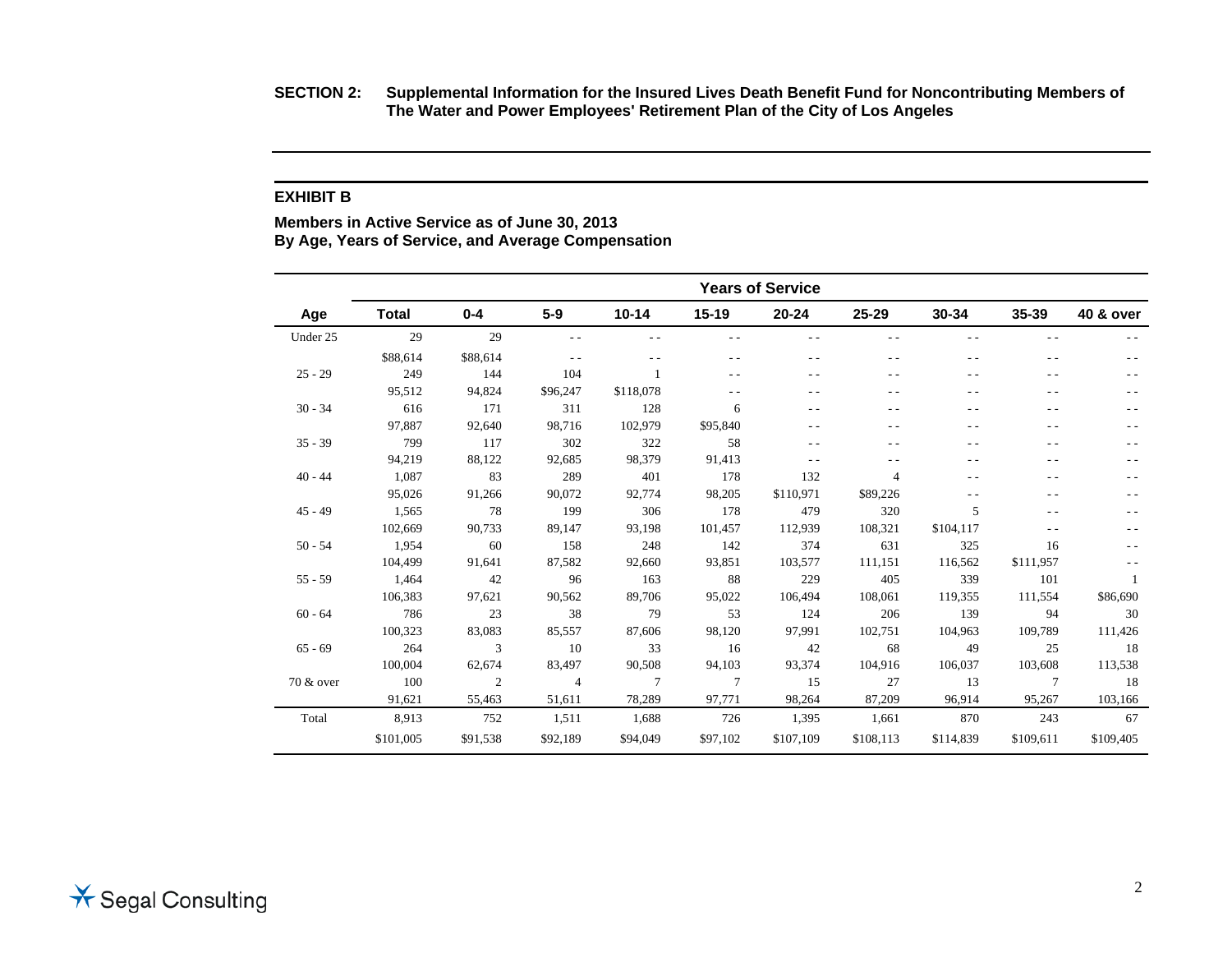**SECTION 2: Supplemental Information for the Insured Lives Death Benefit Fund for Noncontributing Members of The Water and Power Employees' Retirement Plan of the City of Los Angeles**

## EXHIBIT B

### Members in Active Service as of June 30, 2013
### By Age, Years of Service, and Average Compensation

| | | Years of Service | | | | | | | | |
|---|---|---|---|---|---|---|---|---|---|---|
| **Age** | **Total** | **0-4** | **5-9** | **10-14** | **15-19** | **20-24** | **25-29** | **30-34** | **35-39** | **40 & over** |
| Under 25 | 29 | 29 | - - | - - | - - | - - | - - | - - | - - | - - |
| | $88,614 | $88,614 | - - | - - | - - | - - | - - | - - | - - | - - |
| 25 - 29 | 249 | 144 | 104 | 1 | - - | - - | - - | - - | - - | - - |
| | 95,512 | 94,824 | $96,247 | $118,078 | - - | - - | - - | - - | - - | - - |
| 30 - 34 | 616 | 171 | 311 | 128 | 6 | - - | - - | - - | - - | - - |
| | 97,887 | 92,640 | 98,716 | 102,979 | $95,840 | - - | - - | - - | - - | - - |
| 35 - 39 | 799 | 117 | 302 | 322 | 58 | - - | - - | - - | - - | - - |
| | 94,219 | 88,122 | 92,685 | 98,379 | 91,413 | - - | - - | - - | - - | - - |
| 40 - 44 | 1,087 | 83 | 289 | 401 | 178 | 132 | 4 | - - | - - | - - |
| | 95,026 | 91,266 | 90,072 | 92,774 | 98,205 | $110,971 | $89,226 | - - | - - | - - |
| 45 - 49 | 1,565 | 78 | 199 | 306 | 178 | 479 | 320 | 5 | - - | - - |
| | 102,669 | 90,733 | 89,147 | 93,198 | 101,457 | 112,939 | 108,321 | $104,117 | - - | - - |
| 50 - 54 | 1,954 | 60 | 158 | 248 | 142 | 374 | 631 | 325 | 16 | - - |
| | 104,499 | 91,641 | 87,582 | 92,660 | 93,851 | 103,577 | 111,151 | 116,562 | $111,957 | - - |
| 55 - 59 | 1,464 | 42 | 96 | 163 | 88 | 229 | 405 | 339 | 101 | 1 |
| | 106,383 | 97,621 | 90,562 | 89,706 | 95,022 | 106,494 | 108,061 | 119,355 | 111,554 | $86,690 |
| 60 - 64 | 786 | 23 | 38 | 79 | 53 | 124 | 206 | 139 | 94 | 30 |
| | 100,323 | 83,083 | 85,557 | 87,606 | 98,120 | 97,991 | 102,751 | 104,963 | 109,789 | 111,426 |
| 65 - 69 | 264 | 3 | 10 | 33 | 16 | 42 | 68 | 49 | 25 | 18 |
| | 100,004 | 62,674 | 83,497 | 90,508 | 94,103 | 93,374 | 104,916 | 106,037 | 103,608 | 113,538 |
| 70 & over | 100 | 2 | 4 | 7 | 7 | 15 | 27 | 13 | 7 | 18 |
| | 91,621 | 55,463 | 51,611 | 78,289 | 97,771 | 98,264 | 87,209 | 96,914 | 95,267 | 103,166 |
| Total | 8,913 | 752 | 1,511 | 1,688 | 726 | 1,395 | 1,661 | 870 | 243 | 67 |
| | $101,005 | $91,538 | $92,189 | $94,049 | $97,102 | $107,109 | $108,113 | $114,839 | $109,611 | $109,405 |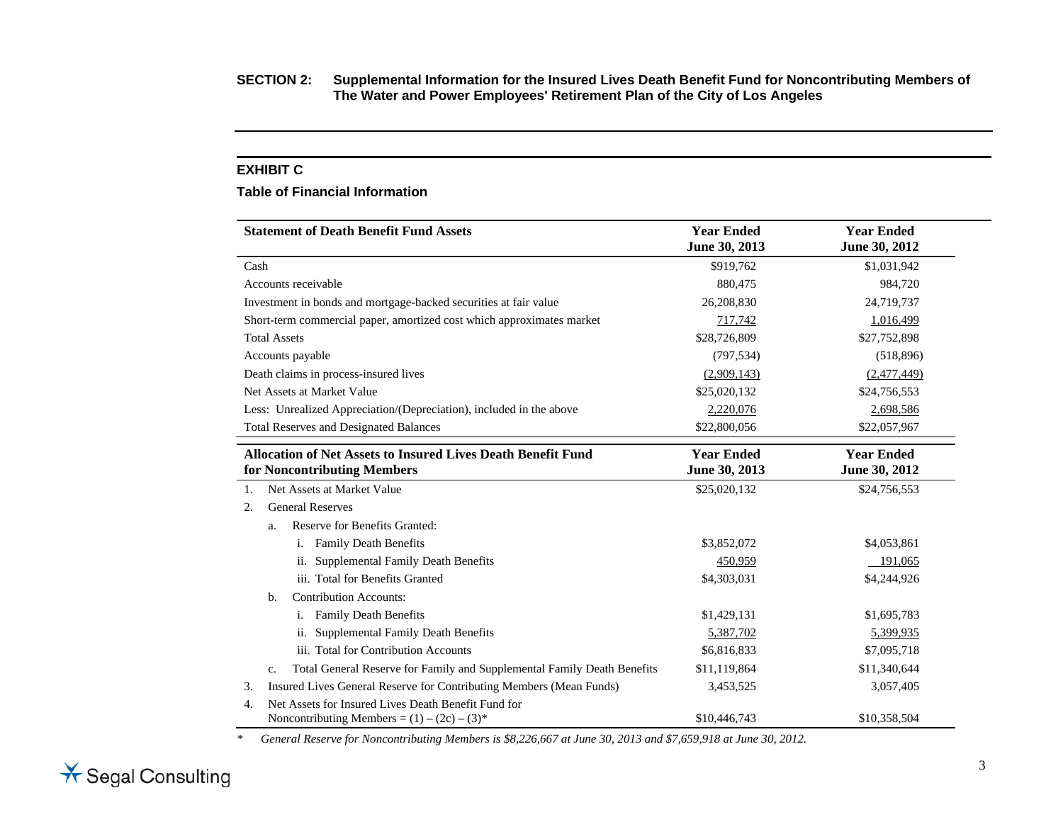**SECTION 2: Supplemental Information for the Insured Lives Death Benefit Fund for Noncontributing Members of The Water and Power Employees' Retirement Plan of the City of Los Angeles**

## EXHIBIT C

### Table of Financial Information

| Statement of Death Benefit Fund Assets | Year Ended June 30, 2013 | Year Ended June 30, 2012 |
|---|---|---|
| Cash | $919,762 | $1,031,942 |
| Accounts receivable | 880,475 | 984,720 |
| Investment in bonds and mortgage-backed securities at fair value | 26,208,830 | 24,719,737 |
| Short-term commercial paper, amortized cost which approximates market | 717,742 | 1,016,499 |
| Total Assets | $28,726,809 | $27,752,898 |
| Accounts payable | (797,534) | (518,896) |
| Death claims in process-insured lives | (2,909,143) | (2,477,449) |
| Net Assets at Market Value | $25,020,132 | $24,756,553 |
| Less: Unrealized Appreciation/(Depreciation), included in the above | 2,220,076 | 2,698,586 |
| Total Reserves and Designated Balances | $22,800,056 | $22,057,967 |

| Allocation of Net Assets to Insured Lives Death Benefit Fund for Noncontributing Members | Year Ended June 30, 2013 | Year Ended June 30, 2012 |
|---|---|---|
| 1. Net Assets at Market Value | $25,020,132 | $24,756,553 |
| 2. General Reserves | | |
| a. Reserve for Benefits Granted: | | |
| i. Family Death Benefits | $3,852,072 | $4,053,861 |
| ii. Supplemental Family Death Benefits | 450,959 | 191,065 |
| iii. Total for Benefits Granted | $4,303,031 | $4,244,926 |
| b. Contribution Accounts: | | |
| i. Family Death Benefits | $1,429,131 | $1,695,783 |
| ii. Supplemental Family Death Benefits | 5,387,702 | 5,399,935 |
| iii. Total for Contribution Accounts | $6,816,833 | $7,095,718 |
| c. Total General Reserve for Family and Supplemental Family Death Benefits | $11,119,864 | $11,340,644 |
| 3. Insured Lives General Reserve for Contributing Members (Mean Funds) | 3,453,525 | 3,057,405 |
| 4. Net Assets for Insured Lives Death Benefit Fund for Noncontributing Members = (1) – (2c) – (3)* | $10,446,743 | $10,358,504 |

\* *General Reserve for Noncontributing Members is $8,226,667 at June 30, 2013 and $7,659,918 at June 30, 2012.*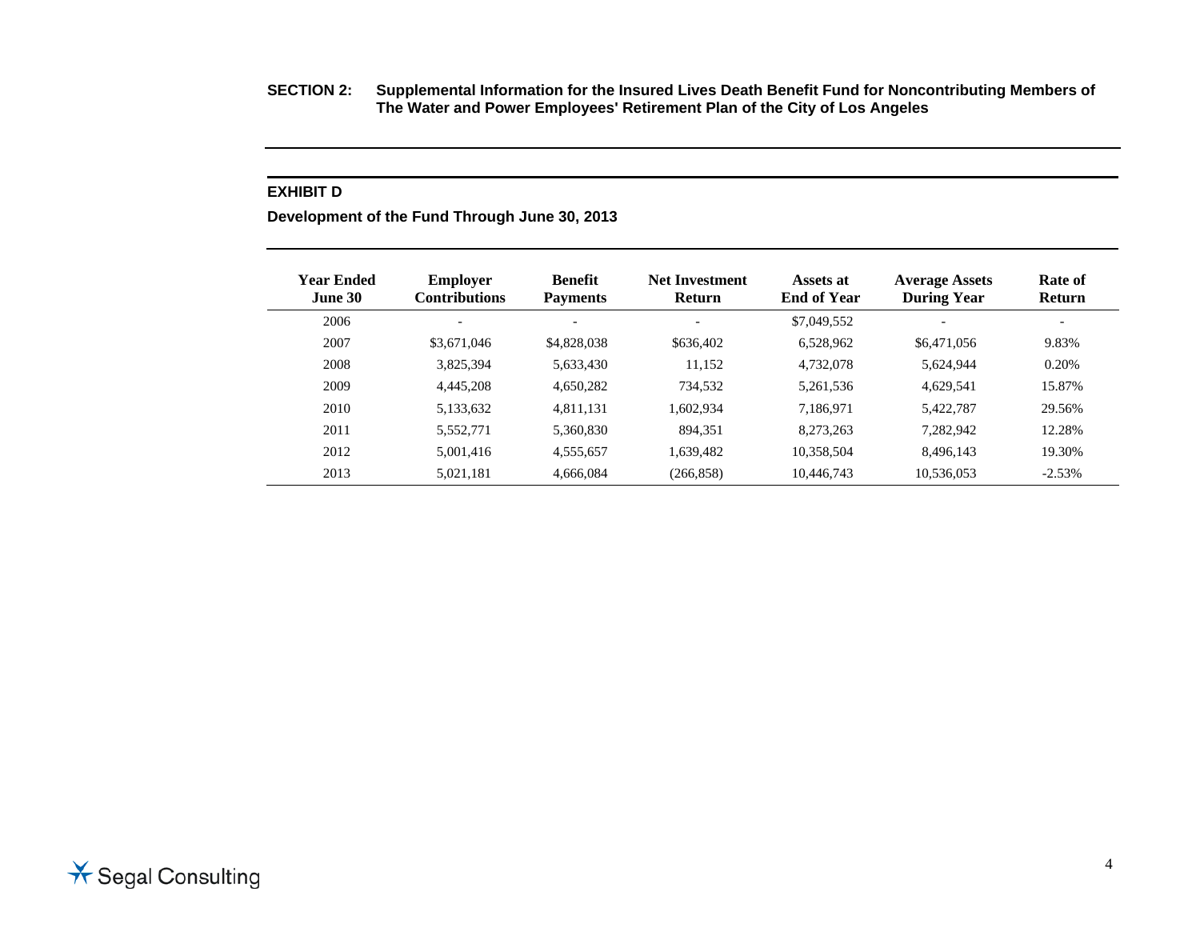**SECTION 2: Supplemental Information for the Insured Lives Death Benefit Fund for Noncontributing Members of The Water and Power Employees' Retirement Plan of the City of Los Angeles**

## EXHIBIT D

**Development of the Fund Through June 30, 2013**

| Year Ended June 30 | Employer Contributions | Benefit Payments | Net Investment Return | Assets at End of Year | Average Assets During Year | Rate of Return |
|---|---|---|---|---|---|---|
| 2006 | - | - | - | $7,049,552 | - | - |
| 2007 | $3,671,046 | $4,828,038 | $636,402 | 6,528,962 | $6,471,056 | 9.83% |
| 2008 | 3,825,394 | 5,633,430 | 11,152 | 4,732,078 | 5,624,944 | 0.20% |
| 2009 | 4,445,208 | 4,650,282 | 734,532 | 5,261,536 | 4,629,541 | 15.87% |
| 2010 | 5,133,632 | 4,811,131 | 1,602,934 | 7,186,971 | 5,422,787 | 29.56% |
| 2011 | 5,552,771 | 5,360,830 | 894,351 | 8,273,263 | 7,282,942 | 12.28% |
| 2012 | 5,001,416 | 4,555,657 | 1,639,482 | 10,358,504 | 8,496,143 | 19.30% |
| 2013 | 5,021,181 | 4,666,084 | (266,858) | 10,446,743 | 10,536,053 | -2.53% |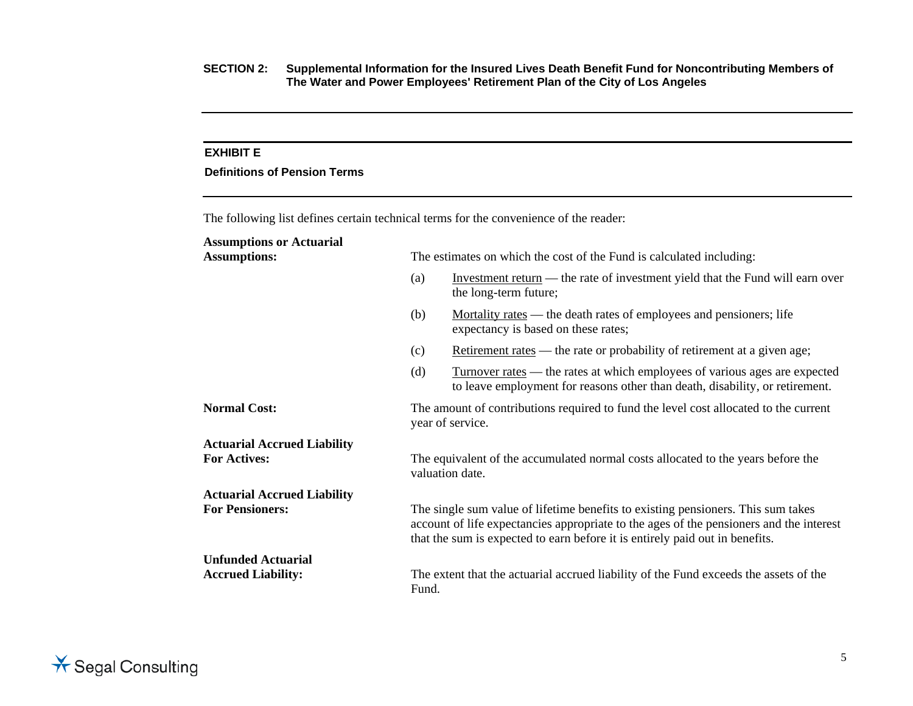## EXHIBIT E

### Definitions of Pension Terms

The following list defines certain technical terms for the convenience of the reader:

**Assumptions or Actuarial Assumptions:** The estimates on which the cost of the Fund is calculated including:

(a) Investment return — the rate of investment yield that the Fund will earn over the long-term future;

(b) Mortality rates — the death rates of employees and pensioners; life expectancy is based on these rates;

(c) Retirement rates — the rate or probability of retirement at a given age;

(d) Turnover rates — the rates at which employees of various ages are expected to leave employment for reasons other than death, disability, or retirement.

**Normal Cost:** The amount of contributions required to fund the level cost allocated to the current year of service.

**Actuarial Accrued Liability For Actives:** The equivalent of the accumulated normal costs allocated to the years before the valuation date.

**Actuarial Accrued Liability For Pensioners:** The single sum value of lifetime benefits to existing pensioners. This sum takes account of life expectancies appropriate to the ages of the pensioners and the interest that the sum is expected to earn before it is entirely paid out in benefits.

**Unfunded Actuarial Accrued Liability:** The extent that the actuarial accrued liability of the Fund exceeds the assets of the Fund.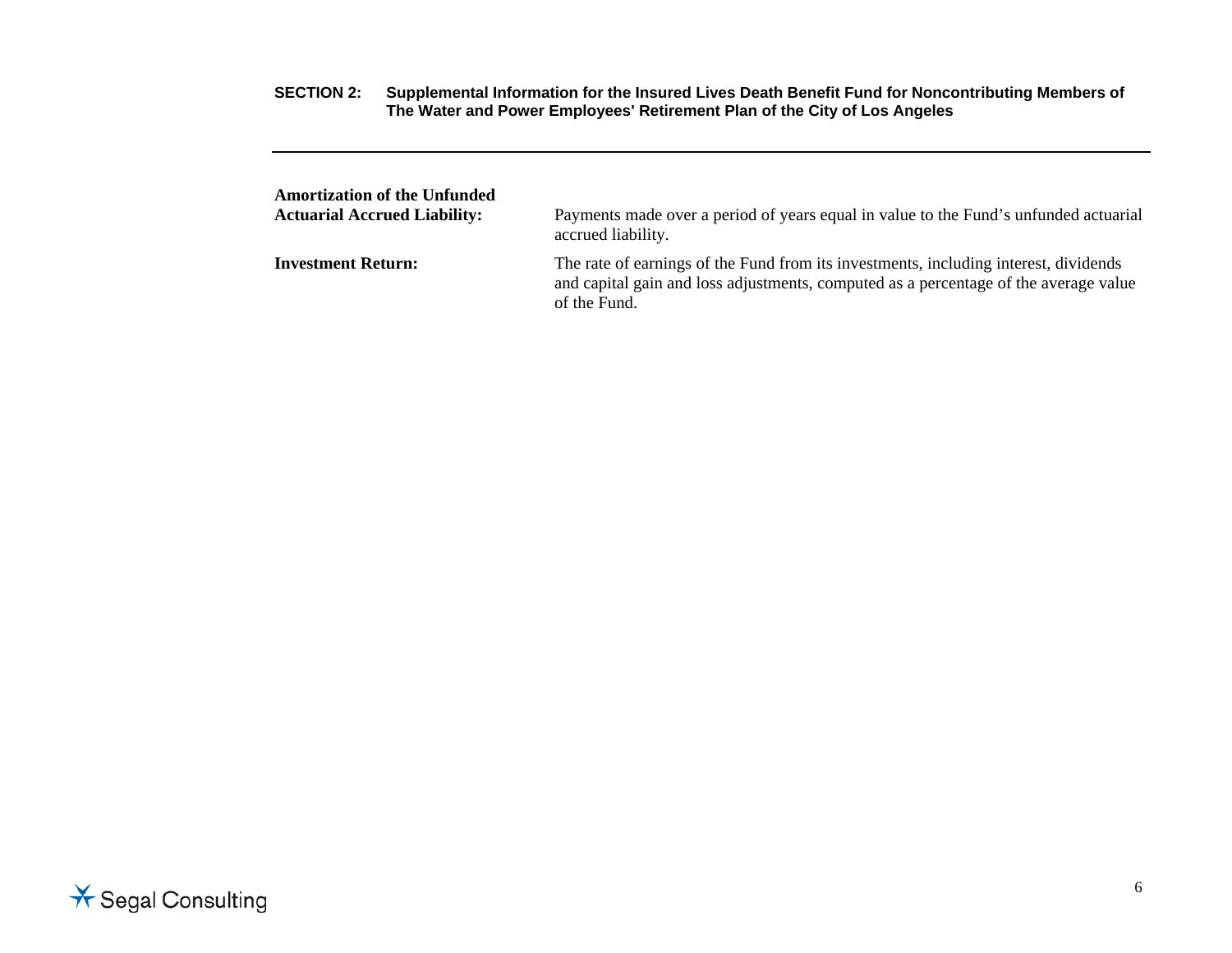**Amortization of the Unfunded Actuarial Accrued Liability:** Payments made over a period of years equal in value to the Fund's unfunded actuarial accrued liability.

**Investment Return:** The rate of earnings of the Fund from its investments, including interest, dividends and capital gain and loss adjustments, computed as a percentage of the average value of the Fund.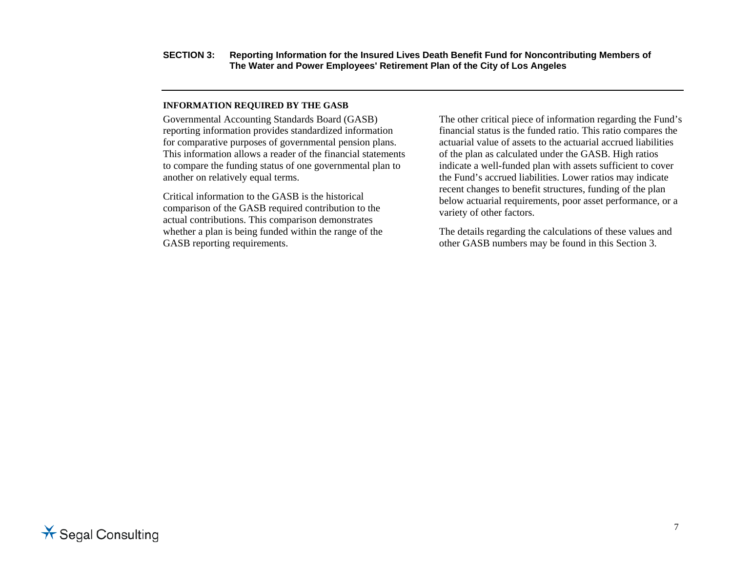# SECTION 3: Reporting Information for the Insured Lives Death Benefit Fund for Noncontributing Members of The Water and Power Employees' Retirement Plan of the City of Los Angeles

**INFORMATION REQUIRED BY THE GASB**

Governmental Accounting Standards Board (GASB) reporting information provides standardized information for comparative purposes of governmental pension plans. This information allows a reader of the financial statements to compare the funding status of one governmental plan to another on relatively equal terms.

Critical information to the GASB is the historical comparison of the GASB required contribution to the actual contributions. This comparison demonstrates whether a plan is being funded within the range of the GASB reporting requirements.

The other critical piece of information regarding the Fund's financial status is the funded ratio. This ratio compares the actuarial value of assets to the actuarial accrued liabilities of the plan as calculated under the GASB. High ratios indicate a well-funded plan with assets sufficient to cover the Fund's accrued liabilities. Lower ratios may indicate recent changes to benefit structures, funding of the plan below actuarial requirements, poor asset performance, or a variety of other factors.

The details regarding the calculations of these values and other GASB numbers may be found in this Section 3.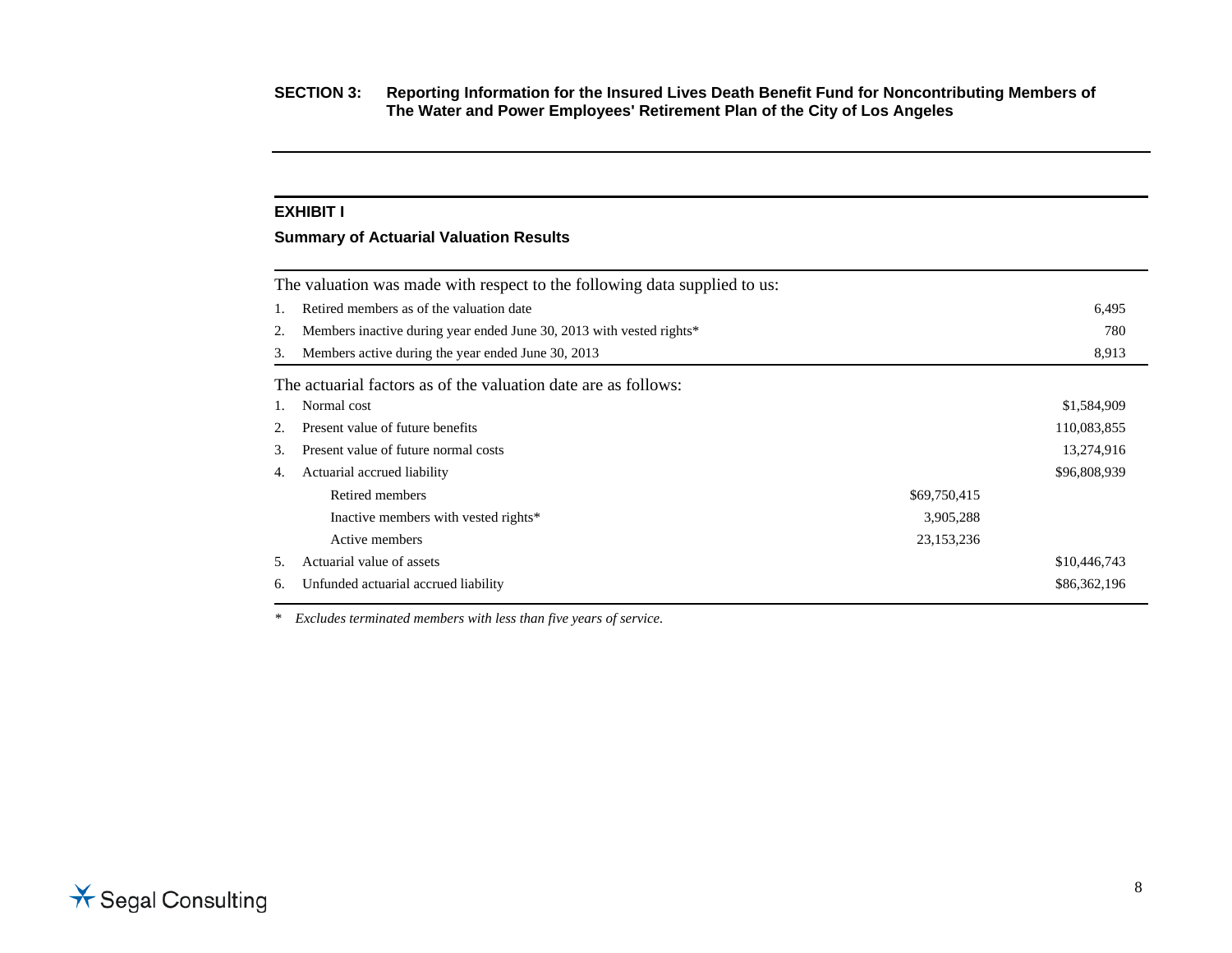**SECTION 3: Reporting Information for the Insured Lives Death Benefit Fund for Noncontributing Members of The Water and Power Employees' Retirement Plan of the City of Los Angeles**

---

**EXHIBIT I**

**Summary of Actuarial Valuation Results**

| The valuation was made with respect to the following data supplied to us: | | |
|---|---|---|
| 1. Retired members as of the valuation date | | 6,495 |
| 2. Members inactive during year ended June 30, 2013 with vested rights* | | 780 |
| 3. Members active during the year ended June 30, 2013 | | 8,913 |
| **The actuarial factors as of the valuation date are as follows:** | | |
| 1. Normal cost | | $1,584,909 |
| 2. Present value of future benefits | | 110,083,855 |
| 3. Present value of future normal costs | | 13,274,916 |
| 4. Actuarial accrued liability | | $96,808,939 |
| Retired members | $69,750,415 | |
| Inactive members with vested rights* | 3,905,288 | |
| Active members | 23,153,236 | |
| 5. Actuarial value of assets | | $10,446,743 |
| 6. Unfunded actuarial accrued liability | | $86,362,196 |

\* *Excludes terminated members with less than five years of service.*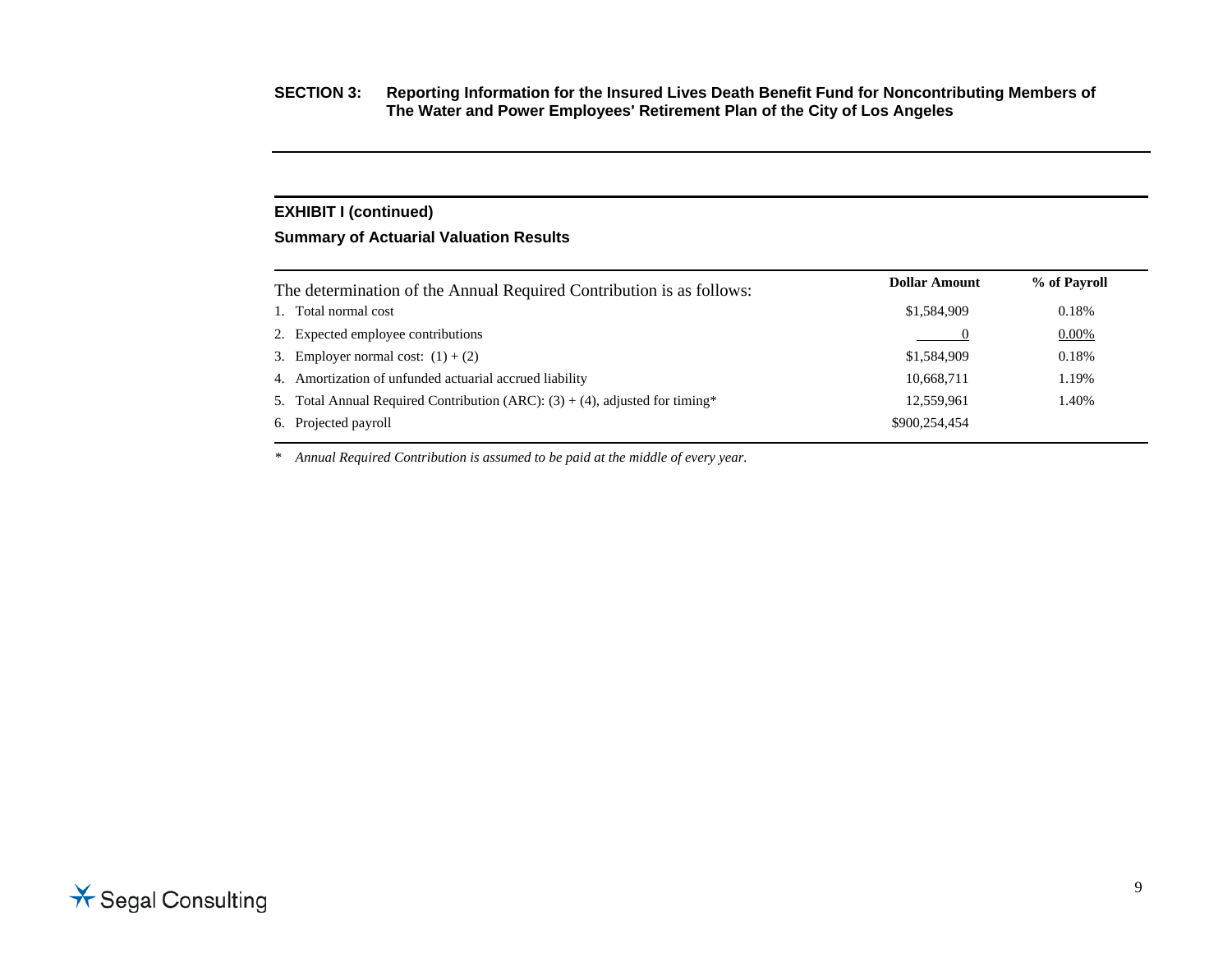**SECTION 3: Reporting Information for the Insured Lives Death Benefit Fund for Noncontributing Members of The Water and Power Employees' Retirement Plan of the City of Los Angeles**

## EXHIBIT I (continued)

### Summary of Actuarial Valuation Results

| The determination of the Annual Required Contribution is as follows: | Dollar Amount | % of Payroll |
|---|---|---|
| 1. Total normal cost | $1,584,909 | 0.18% |
| 2. Expected employee contributions | 0 | 0.00% |
| 3. Employer normal cost: (1) + (2) | $1,584,909 | 0.18% |
| 4. Amortization of unfunded actuarial accrued liability | 10,668,711 | 1.19% |
| 5. Total Annual Required Contribution (ARC): (3) + (4), adjusted for timing* | 12,559,961 | 1.40% |
| 6. Projected payroll | $900,254,454 | |

\* *Annual Required Contribution is assumed to be paid at the middle of every year.*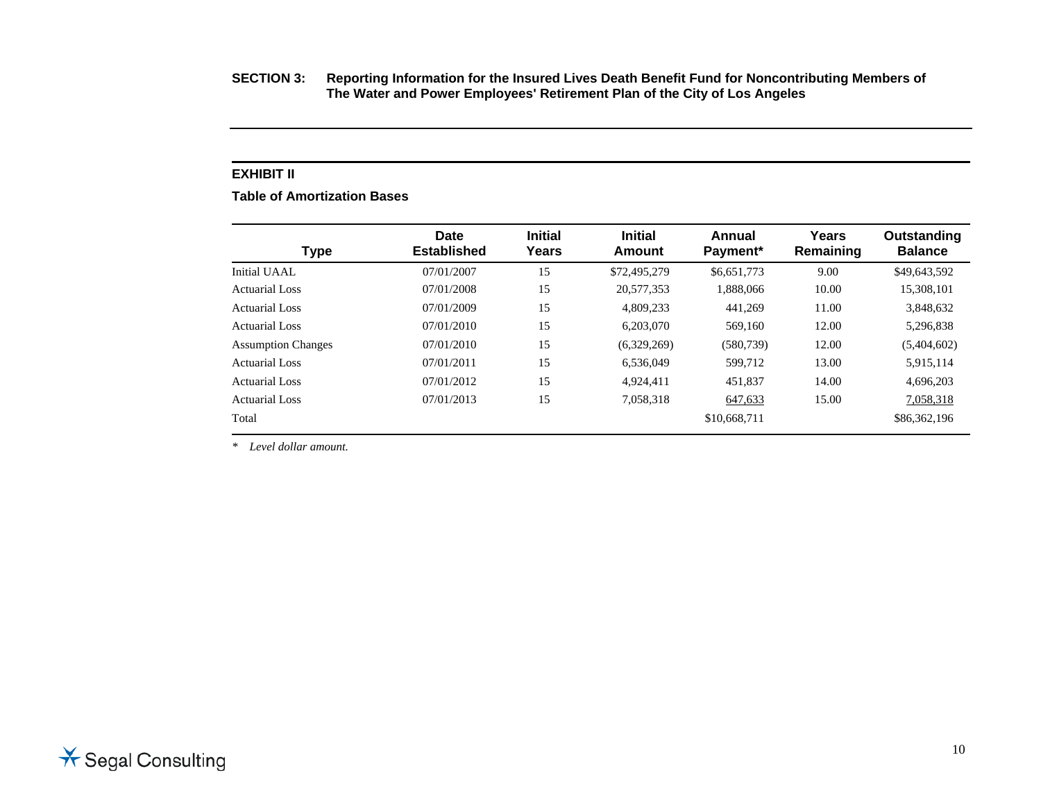**SECTION 3: Reporting Information for the Insured Lives Death Benefit Fund for Noncontributing Members of The Water and Power Employees' Retirement Plan of the City of Los Angeles**

## EXHIBIT II

### Table of Amortization Bases

| Type | Date Established | Initial Years | Initial Amount | Annual Payment* | Years Remaining | Outstanding Balance |
|---|---|---|---|---|---|---|
| Initial UAAL | 07/01/2007 | 15 | $72,495,279 | $6,651,773 | 9.00 | $49,643,592 |
| Actuarial Loss | 07/01/2008 | 15 | 20,577,353 | 1,888,066 | 10.00 | 15,308,101 |
| Actuarial Loss | 07/01/2009 | 15 | 4,809,233 | 441,269 | 11.00 | 3,848,632 |
| Actuarial Loss | 07/01/2010 | 15 | 6,203,070 | 569,160 | 12.00 | 5,296,838 |
| Assumption Changes | 07/01/2010 | 15 | (6,329,269) | (580,739) | 12.00 | (5,404,602) |
| Actuarial Loss | 07/01/2011 | 15 | 6,536,049 | 599,712 | 13.00 | 5,915,114 |
| Actuarial Loss | 07/01/2012 | 15 | 4,924,411 | 451,837 | 14.00 | 4,696,203 |
| Actuarial Loss | 07/01/2013 | 15 | 7,058,318 | 647,633 | 15.00 | 7,058,318 |
| Total | | | | $10,668,711 | | $86,362,196 |

\* *Level dollar amount.*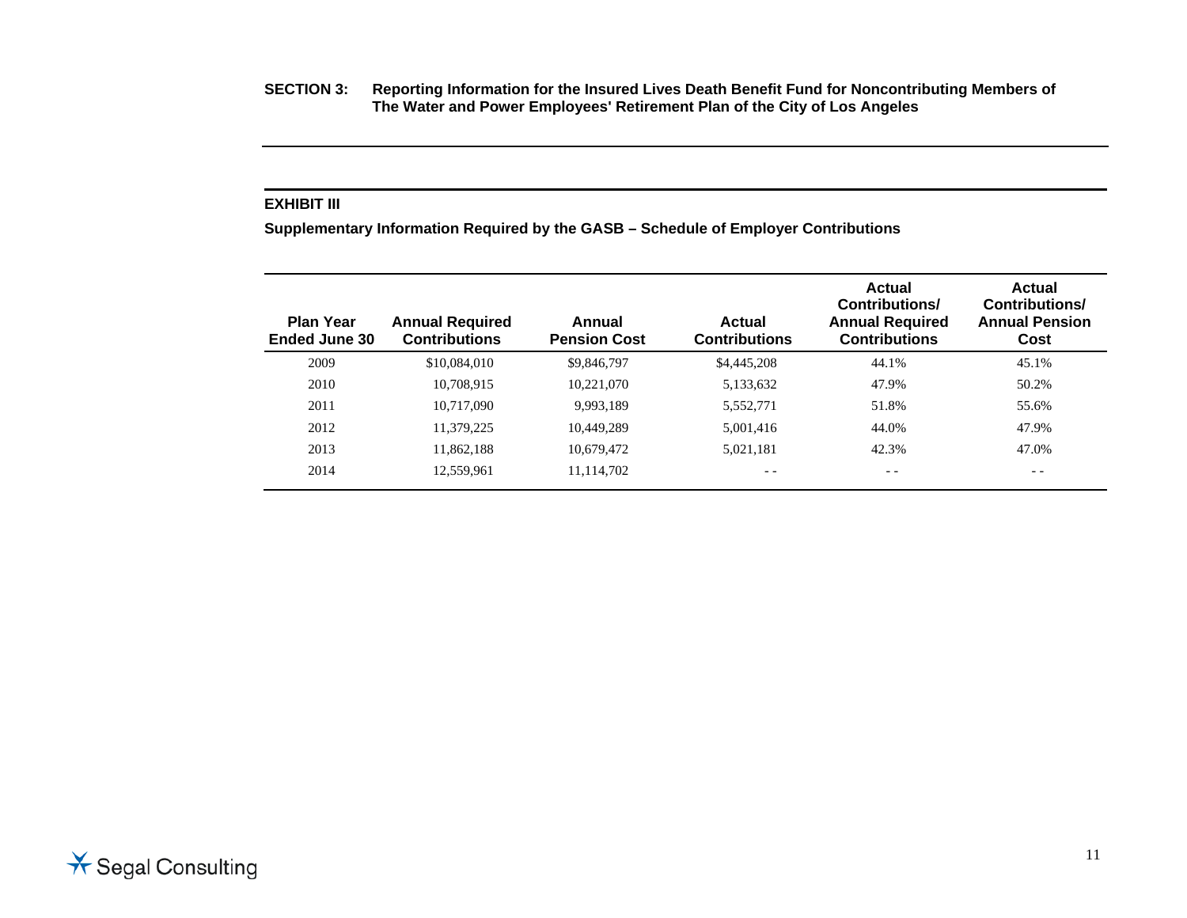**SECTION 3: Reporting Information for the Insured Lives Death Benefit Fund for Noncontributing Members of The Water and Power Employees' Retirement Plan of the City of Los Angeles**

**EXHIBIT III**

**Supplementary Information Required by the GASB – Schedule of Employer Contributions**

| Plan Year Ended June 30 | Annual Required Contributions | Annual Pension Cost | Actual Contributions | Actual Contributions/ Annual Required Contributions | Actual Contributions/ Annual Pension Cost |
|---|---|---|---|---|---|
| 2009 | $10,084,010 | $9,846,797 | $4,445,208 | 44.1% | 45.1% |
| 2010 | 10,708,915 | 10,221,070 | 5,133,632 | 47.9% | 50.2% |
| 2011 | 10,717,090 | 9,993,189 | 5,552,771 | 51.8% | 55.6% |
| 2012 | 11,379,225 | 10,449,289 | 5,001,416 | 44.0% | 47.9% |
| 2013 | 11,862,188 | 10,679,472 | 5,021,181 | 42.3% | 47.0% |
| 2014 | 12,559,961 | 11,114,702 | - - | - - | - - |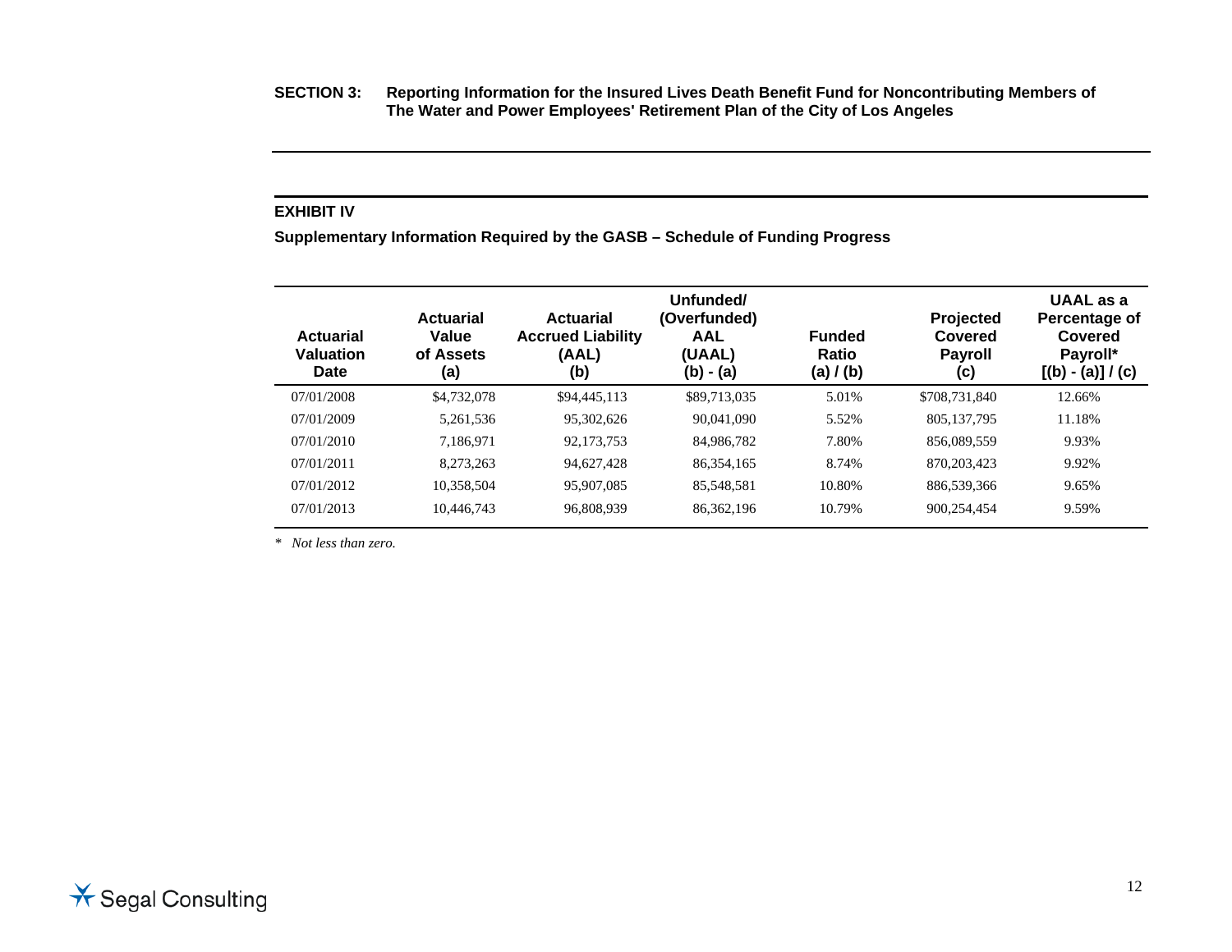**SECTION 3: Reporting Information for the Insured Lives Death Benefit Fund for Noncontributing Members of The Water and Power Employees' Retirement Plan of the City of Los Angeles**

## EXHIBIT IV

### Supplementary Information Required by the GASB – Schedule of Funding Progress

| Actuarial Valuation Date | Actuarial Value of Assets (a) | Actuarial Accrued Liability (AAL) (b) | Unfunded/ (Overfunded) AAL (UAAL) (b) - (a) | Funded Ratio (a) / (b) | Projected Covered Payroll (c) | UAAL as a Percentage of Covered Payroll* [(b) - (a)] / (c) |
|---|---|---|---|---|---|---|
| 07/01/2008 | $4,732,078 | $94,445,113 | $89,713,035 | 5.01% | $708,731,840 | 12.66% |
| 07/01/2009 | 5,261,536 | 95,302,626 | 90,041,090 | 5.52% | 805,137,795 | 11.18% |
| 07/01/2010 | 7,186,971 | 92,173,753 | 84,986,782 | 7.80% | 856,089,559 | 9.93% |
| 07/01/2011 | 8,273,263 | 94,627,428 | 86,354,165 | 8.74% | 870,203,423 | 9.92% |
| 07/01/2012 | 10,358,504 | 95,907,085 | 85,548,581 | 10.80% | 886,539,366 | 9.65% |
| 07/01/2013 | 10,446,743 | 96,808,939 | 86,362,196 | 10.79% | 900,254,454 | 9.59% |

\* *Not less than zero.*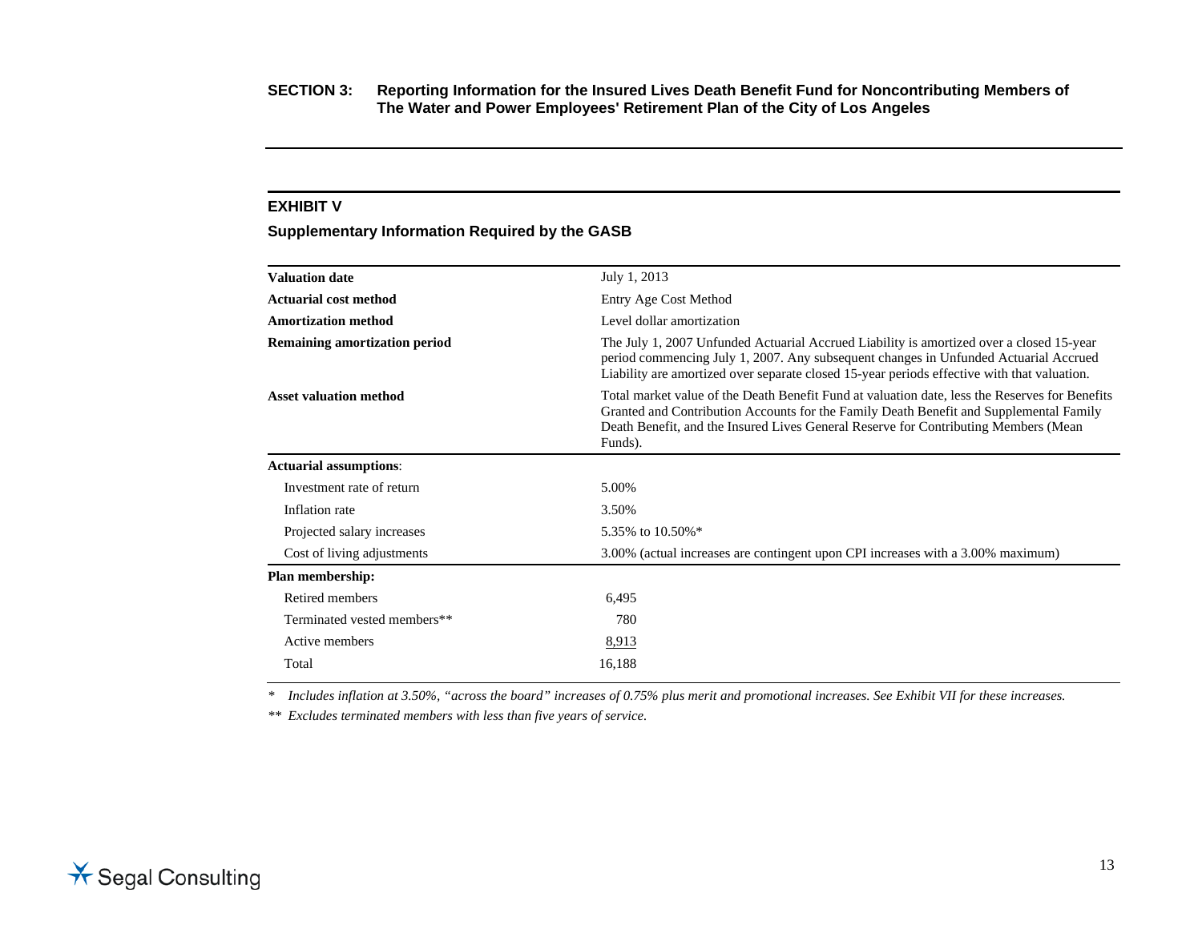**SECTION 3: Reporting Information for the Insured Lives Death Benefit Fund for Noncontributing Members of The Water and Power Employees' Retirement Plan of the City of Los Angeles**

## EXHIBIT V

### Supplementary Information Required by the GASB

| | |
|---|---|
| **Valuation date** | July 1, 2013 |
| **Actuarial cost method** | Entry Age Cost Method |
| **Amortization method** | Level dollar amortization |
| **Remaining amortization period** | The July 1, 2007 Unfunded Actuarial Accrued Liability is amortized over a closed 15-year period commencing July 1, 2007. Any subsequent changes in Unfunded Actuarial Accrued Liability are amortized over separate closed 15-year periods effective with that valuation. |
| **Asset valuation method** | Total market value of the Death Benefit Fund at valuation date, less the Reserves for Benefits Granted and Contribution Accounts for the Family Death Benefit and Supplemental Family Death Benefit, and the Insured Lives General Reserve for Contributing Members (Mean Funds). |
| **Actuarial assumptions**: | |
| Investment rate of return | 5.00% |
| Inflation rate | 3.50% |
| Projected salary increases | 5.35% to 10.50%* |
| Cost of living adjustments | 3.00% (actual increases are contingent upon CPI increases with a 3.00% maximum) |
| **Plan membership:** | |
| Retired members | 6,495 |
| Terminated vested members** | 780 |
| Active members | 8,913 |
| Total | 16,188 |

\* *Includes inflation at 3.50%, "across the board" increases of 0.75% plus merit and promotional increases. See Exhibit VII for these increases.*

** *Excludes terminated members with less than five years of service.*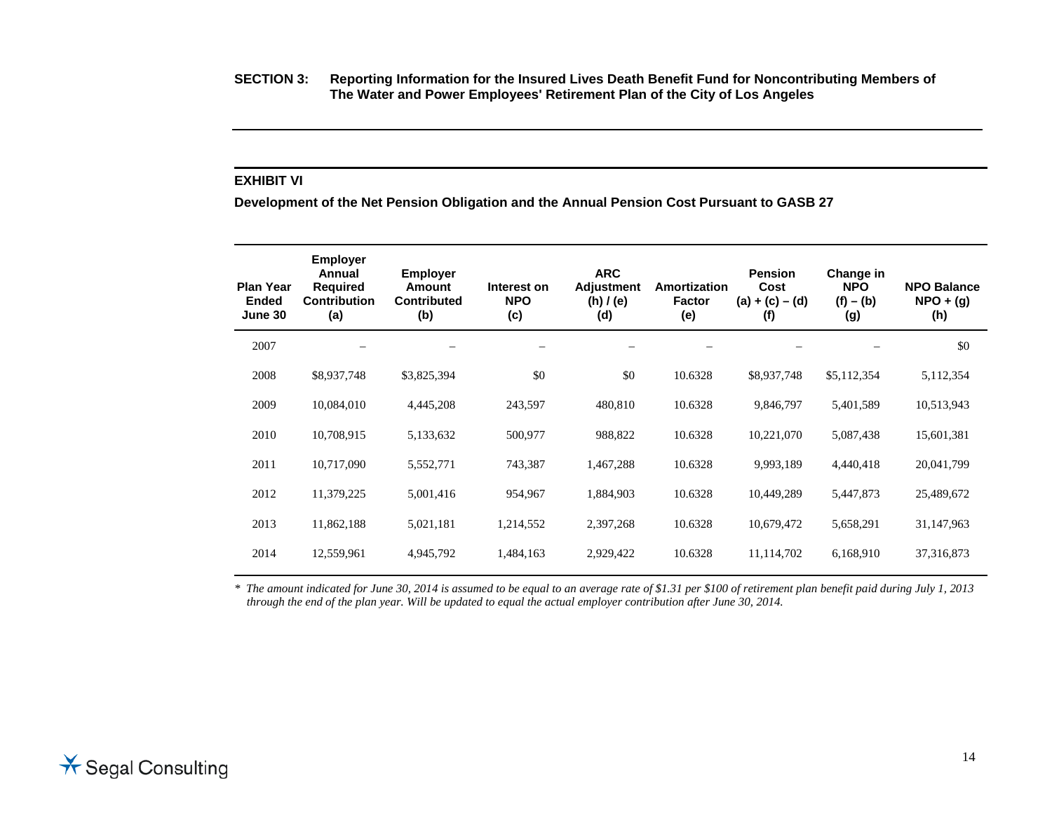**SECTION 3: Reporting Information for the Insured Lives Death Benefit Fund for Noncontributing Members of The Water and Power Employees' Retirement Plan of the City of Los Angeles**

## EXHIBIT VI

**Development of the Net Pension Obligation and the Annual Pension Cost Pursuant to GASB 27**

| Plan Year Ended June 30 | Employer Annual Required Contribution (a) | Employer Amount Contributed (b) | Interest on NPO (c) | ARC Adjustment (h) / (e) (d) | Amortization Factor (e) | Pension Cost (a) + (c) – (d) (f) | Change in NPO (f) – (b) (g) | NPO Balance NPO + (g) (h) |
|---|---|---|---|---|---|---|---|---|
| 2007 | – | – | – | – | – | – | – | $0 |
| 2008 | $8,937,748 | $3,825,394 | $0 | $0 | 10.6328 | $8,937,748 | $5,112,354 | 5,112,354 |
| 2009 | 10,084,010 | 4,445,208 | 243,597 | 480,810 | 10.6328 | 9,846,797 | 5,401,589 | 10,513,943 |
| 2010 | 10,708,915 | 5,133,632 | 500,977 | 988,822 | 10.6328 | 10,221,070 | 5,087,438 | 15,601,381 |
| 2011 | 10,717,090 | 5,552,771 | 743,387 | 1,467,288 | 10.6328 | 9,993,189 | 4,440,418 | 20,041,799 |
| 2012 | 11,379,225 | 5,001,416 | 954,967 | 1,884,903 | 10.6328 | 10,449,289 | 5,447,873 | 25,489,672 |
| 2013 | 11,862,188 | 5,021,181 | 1,214,552 | 2,397,268 | 10.6328 | 10,679,472 | 5,658,291 | 31,147,963 |
| 2014 | 12,559,961 | 4,945,792 | 1,484,163 | 2,929,422 | 10.6328 | 11,114,702 | 6,168,910 | 37,316,873 |

\* *The amount indicated for June 30, 2014 is assumed to be equal to an average rate of $1.31 per $100 of retirement plan benefit paid during July 1, 2013 through the end of the plan year. Will be updated to equal the actual employer contribution after June 30, 2014.*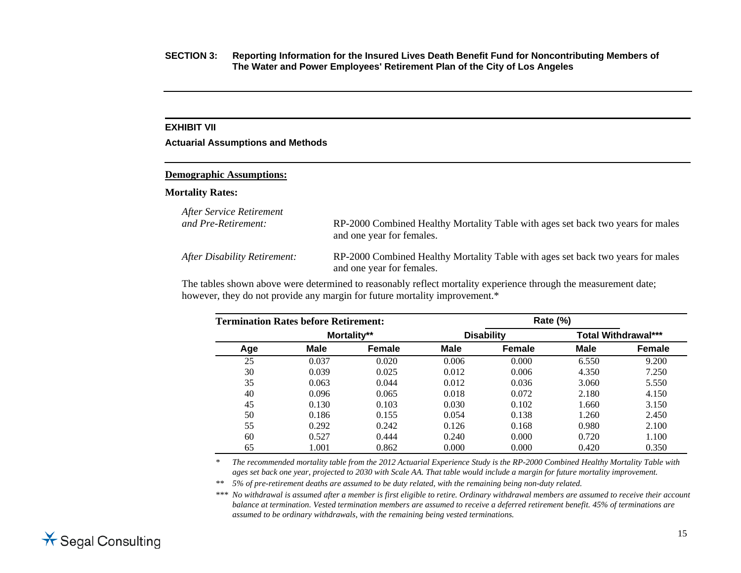**SECTION 3: Reporting Information for the Insured Lives Death Benefit Fund for Noncontributing Members of The Water and Power Employees' Retirement Plan of the City of Los Angeles**

## EXHIBIT VII

### Actuarial Assumptions and Methods

**Demographic Assumptions:**

**Mortality Rates:**

*After Service Retirement and Pre-Retirement:* RP-2000 Combined Healthy Mortality Table with ages set back two years for males and one year for females.

*After Disability Retirement:* RP-2000 Combined Healthy Mortality Table with ages set back two years for males and one year for females.

The tables shown above were determined to reasonably reflect mortality experience through the measurement date; however, they do not provide any margin for future mortality improvement.*

**Termination Rates before Retirement:**

| | Rate (%) | | | | | |
|---|---|---|---|---|---|---|
| | Mortality** | | Disability | | Total Withdrawal*** | |
| Age | Male | Female | Male | Female | Male | Female |
| 25 | 0.037 | 0.020 | 0.006 | 0.000 | 6.550 | 9.200 |
| 30 | 0.039 | 0.025 | 0.012 | 0.006 | 4.350 | 7.250 |
| 35 | 0.063 | 0.044 | 0.012 | 0.036 | 3.060 | 5.550 |
| 40 | 0.096 | 0.065 | 0.018 | 0.072 | 2.180 | 4.150 |
| 45 | 0.130 | 0.103 | 0.030 | 0.102 | 1.660 | 3.150 |
| 50 | 0.186 | 0.155 | 0.054 | 0.138 | 1.260 | 2.450 |
| 55 | 0.292 | 0.242 | 0.126 | 0.168 | 0.980 | 2.100 |
| 60 | 0.527 | 0.444 | 0.240 | 0.000 | 0.720 | 1.100 |
| 65 | 1.001 | 0.862 | 0.000 | 0.000 | 0.420 | 0.350 |

\* *The recommended mortality table from the 2012 Actuarial Experience Study is the RP-2000 Combined Healthy Mortality Table with ages set back one year, projected to 2030 with Scale AA. That table would include a margin for future mortality improvement.*

\*\* *5% of pre-retirement deaths are assumed to be duty related, with the remaining being non-duty related.*

\*\*\* *No withdrawal is assumed after a member is first eligible to retire. Ordinary withdrawal members are assumed to receive their account balance at termination. Vested termination members are assumed to receive a deferred retirement benefit. 45% of terminations are assumed to be ordinary withdrawals, with the remaining being vested terminations.*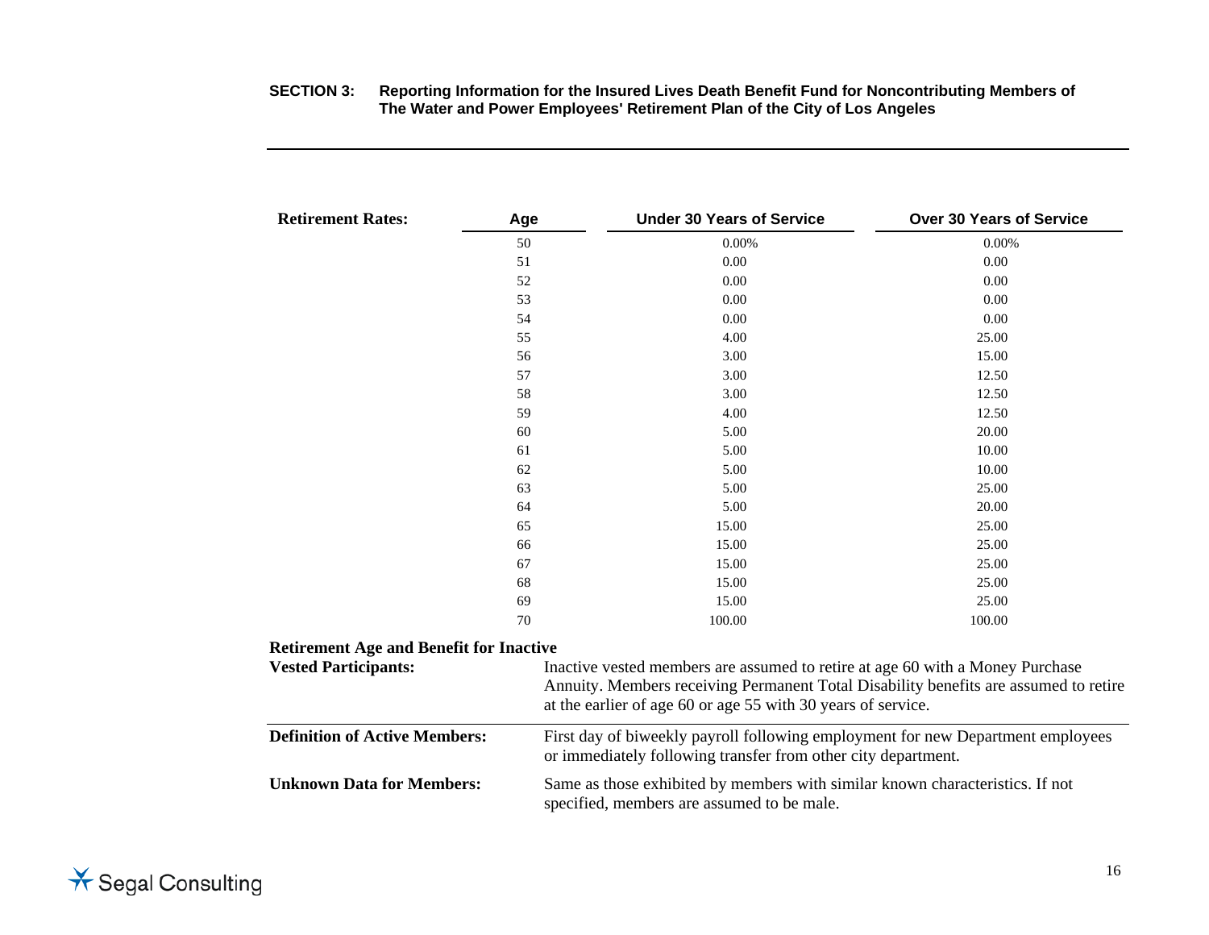**Retirement Rates:**

| Age | Under 30 Years of Service | Over 30 Years of Service |
|---|---|---|
| 50 | 0.00% | 0.00% |
| 51 | 0.00 | 0.00 |
| 52 | 0.00 | 0.00 |
| 53 | 0.00 | 0.00 |
| 54 | 0.00 | 0.00 |
| 55 | 4.00 | 25.00 |
| 56 | 3.00 | 15.00 |
| 57 | 3.00 | 12.50 |
| 58 | 3.00 | 12.50 |
| 59 | 4.00 | 12.50 |
| 60 | 5.00 | 20.00 |
| 61 | 5.00 | 10.00 |
| 62 | 5.00 | 10.00 |
| 63 | 5.00 | 25.00 |
| 64 | 5.00 | 20.00 |
| 65 | 15.00 | 25.00 |
| 66 | 15.00 | 25.00 |
| 67 | 15.00 | 25.00 |
| 68 | 15.00 | 25.00 |
| 69 | 15.00 | 25.00 |
| 70 | 100.00 | 100.00 |

**Retirement Age and Benefit for Inactive Vested Participants:** Inactive vested members are assumed to retire at age 60 with a Money Purchase Annuity. Members receiving Permanent Total Disability benefits are assumed to retire at the earlier of age 60 or age 55 with 30 years of service.

**Definition of Active Members:** First day of biweekly payroll following employment for new Department employees or immediately following transfer from other city department.

**Unknown Data for Members:** Same as those exhibited by members with similar known characteristics. If not specified, members are assumed to be male.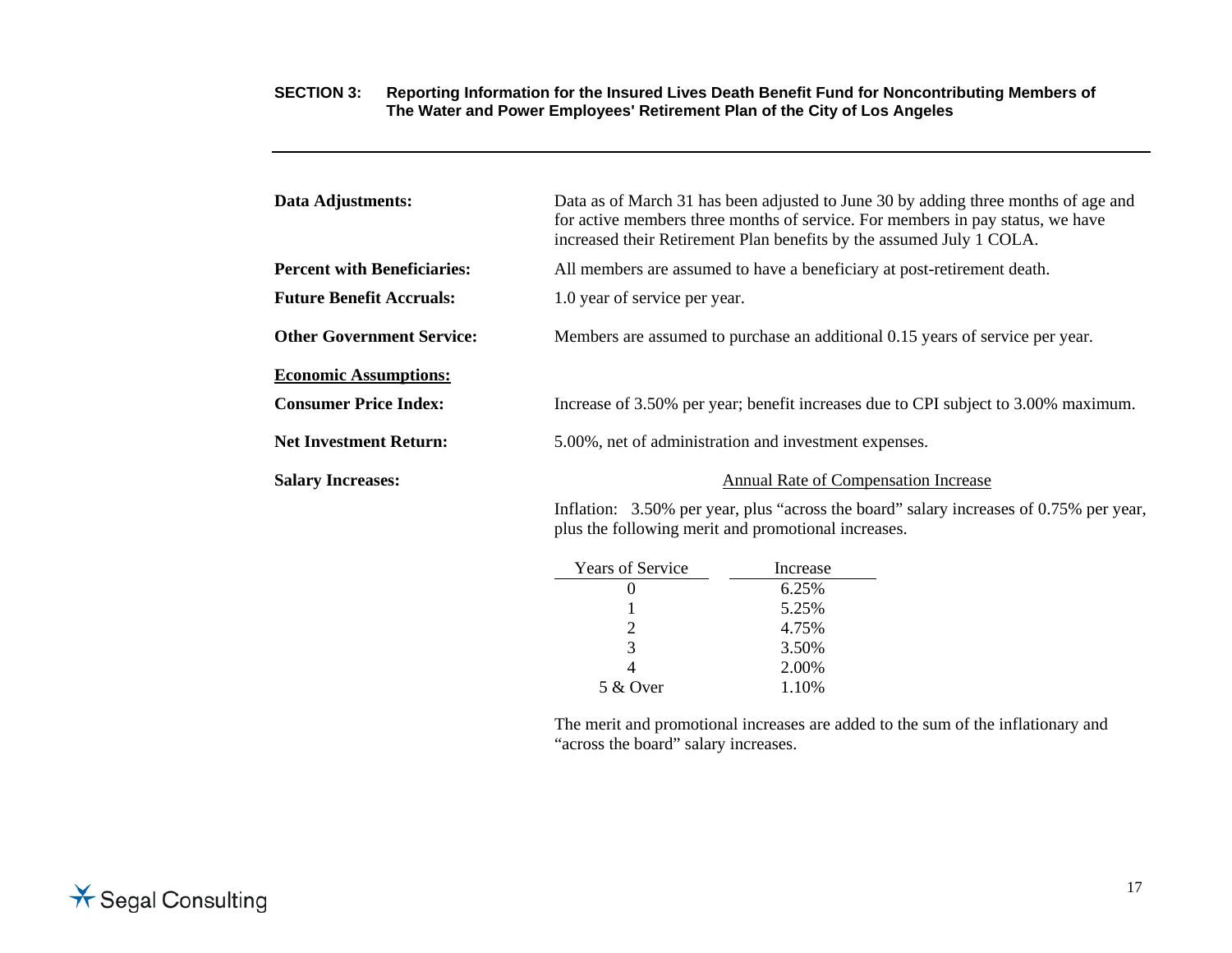**Data Adjustments:** Data as of March 31 has been adjusted to June 30 by adding three months of age and for active members three months of service. For members in pay status, we have increased their Retirement Plan benefits by the assumed July 1 COLA.

**Percent with Beneficiaries:** All members are assumed to have a beneficiary at post-retirement death.

**Future Benefit Accruals:** 1.0 year of service per year.

**Other Government Service:** Members are assumed to purchase an additional 0.15 years of service per year.

**Economic Assumptions:**

**Consumer Price Index:** Increase of 3.50% per year; benefit increases due to CPI subject to 3.00% maximum.

**Net Investment Return:** 5.00%, net of administration and investment expenses.

**Salary Increases:**

Annual Rate of Compensation Increase

Inflation: 3.50% per year, plus “across the board” salary increases of 0.75% per year, plus the following merit and promotional increases.

| Years of Service | Increase |
|---|---|
| 0 | 6.25% |
| 1 | 5.25% |
| 2 | 4.75% |
| 3 | 3.50% |
| 4 | 2.00% |
| 5 & Over | 1.10% |

The merit and promotional increases are added to the sum of the inflationary and “across the board” salary increases.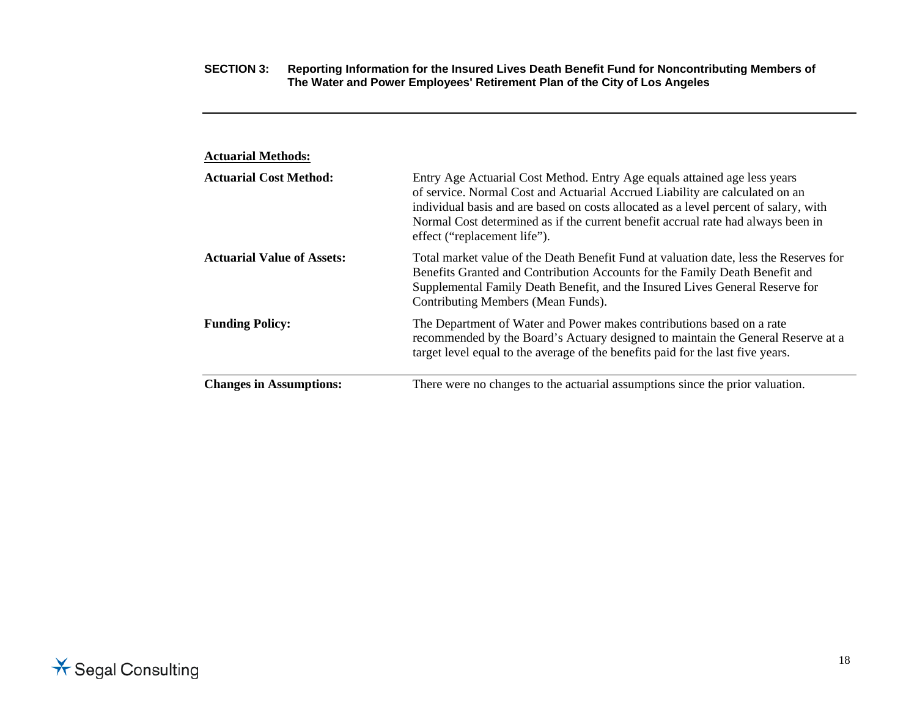**Actuarial Methods:**

| | |
|---|---|
| **Actuarial Cost Method:** | Entry Age Actuarial Cost Method. Entry Age equals attained age less years of service. Normal Cost and Actuarial Accrued Liability are calculated on an individual basis and are based on costs allocated as a level percent of salary, with Normal Cost determined as if the current benefit accrual rate had always been in effect ("replacement life"). |
| **Actuarial Value of Assets:** | Total market value of the Death Benefit Fund at valuation date, less the Reserves for Benefits Granted and Contribution Accounts for the Family Death Benefit and Supplemental Family Death Benefit, and the Insured Lives General Reserve for Contributing Members (Mean Funds). |
| **Funding Policy:** | The Department of Water and Power makes contributions based on a rate recommended by the Board's Actuary designed to maintain the General Reserve at a target level equal to the average of the benefits paid for the last five years. |
| **Changes in Assumptions:** | There were no changes to the actuarial assumptions since the prior valuation. |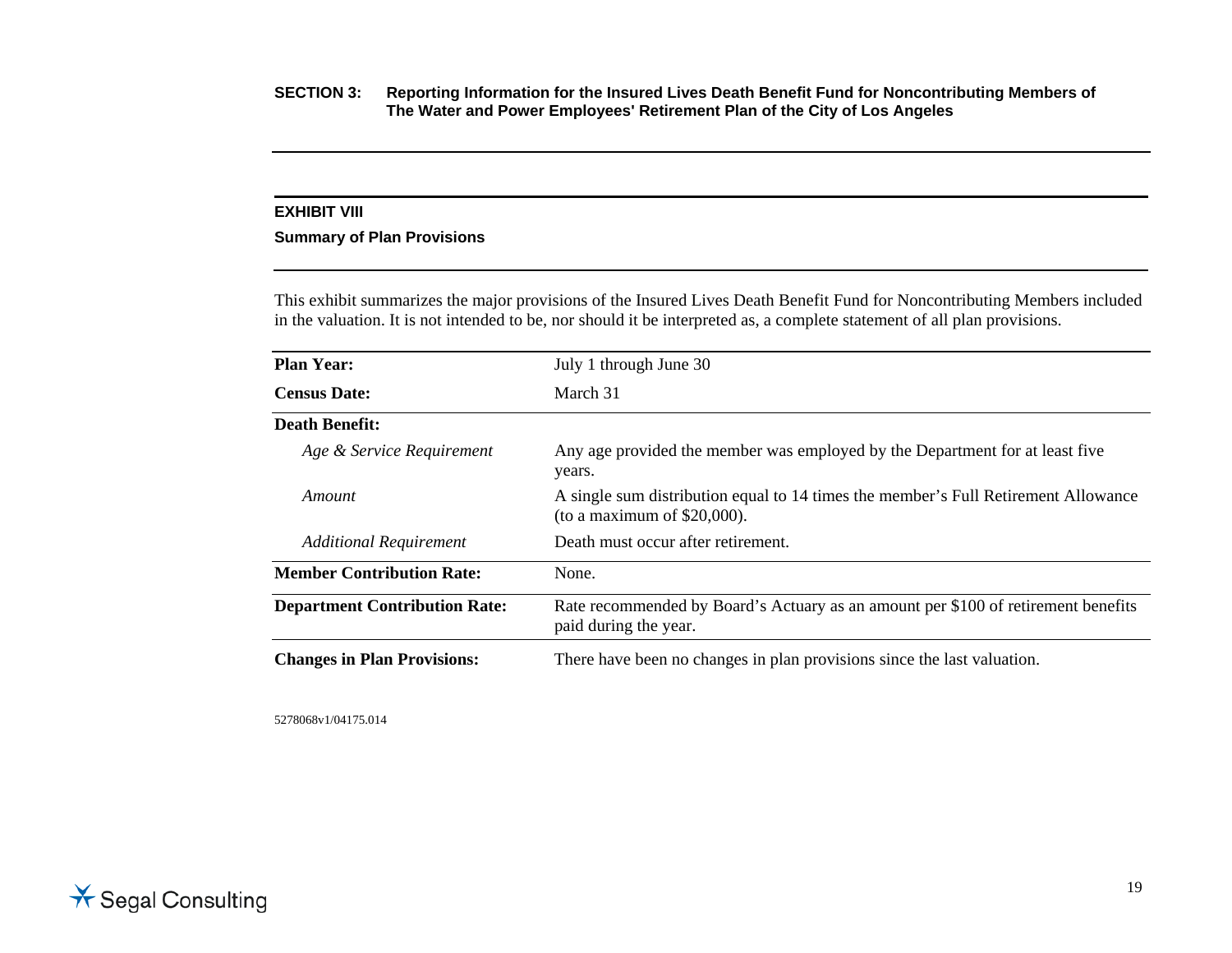**SECTION 3: Reporting Information for the Insured Lives Death Benefit Fund for Noncontributing Members of The Water and Power Employees' Retirement Plan of the City of Los Angeles**

## EXHIBIT VIII

### Summary of Plan Provisions

This exhibit summarizes the major provisions of the Insured Lives Death Benefit Fund for Noncontributing Members included in the valuation. It is not intended to be, nor should it be interpreted as, a complete statement of all plan provisions.

| | |
|---|---|
| **Plan Year:** | July 1 through June 30 |
| **Census Date:** | March 31 |
| **Death Benefit:** | |
| *Age & Service Requirement* | Any age provided the member was employed by the Department for at least five years. |
| *Amount* | A single sum distribution equal to 14 times the member's Full Retirement Allowance (to a maximum of $20,000). |
| *Additional Requirement* | Death must occur after retirement. |
| **Member Contribution Rate:** | None. |
| **Department Contribution Rate:** | Rate recommended by Board's Actuary as an amount per $100 of retirement benefits paid during the year. |
| **Changes in Plan Provisions:** | There have been no changes in plan provisions since the last valuation. |

5278068v1/04175.014